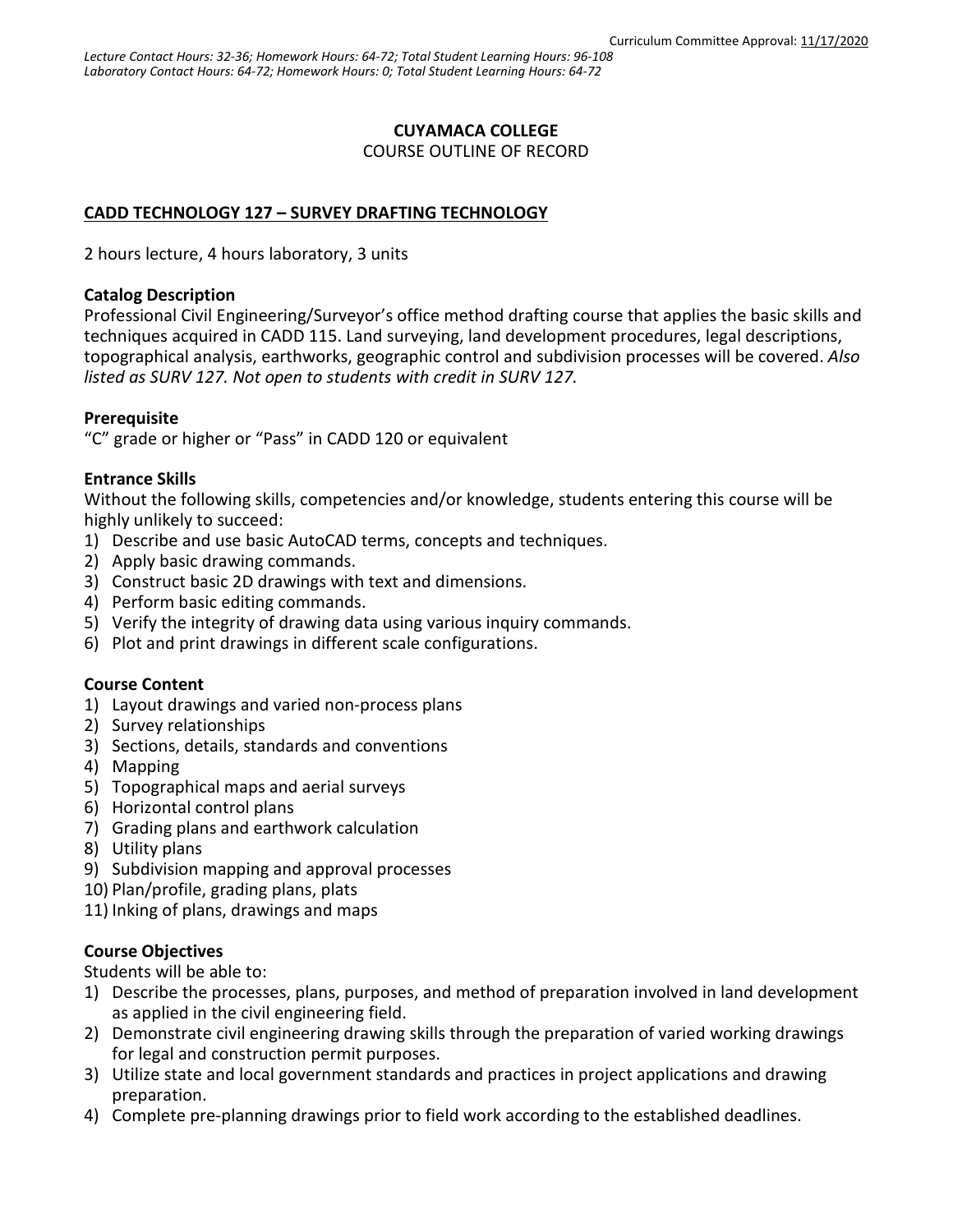Curriculum Committee Approval: 11/17/2020

*Lecture Contact Hours: 32-36; Homework Hours: 64-72; Total Student Learning Hours: 96-108*
*Laboratory Contact Hours: 64-72; Homework Hours: 0; Total Student Learning Hours: 64-72*

**CUYAMACA COLLEGE**

COURSE OUTLINE OF RECORD

## CADD TECHNOLOGY 127 – SURVEY DRAFTING TECHNOLOGY

2 hours lecture, 4 hours laboratory, 3 units

### Catalog Description

Professional Civil Engineering/Surveyor's office method drafting course that applies the basic skills and techniques acquired in CADD 115. Land surveying, land development procedures, legal descriptions, topographical analysis, earthworks, geographic control and subdivision processes will be covered. *Also listed as SURV 127. Not open to students with credit in SURV 127.*

### Prerequisite

"C" grade or higher or "Pass" in CADD 120 or equivalent

### Entrance Skills

Without the following skills, competencies and/or knowledge, students entering this course will be highly unlikely to succeed:

1) Describe and use basic AutoCAD terms, concepts and techniques.
2) Apply basic drawing commands.
3) Construct basic 2D drawings with text and dimensions.
4) Perform basic editing commands.
5) Verify the integrity of drawing data using various inquiry commands.
6) Plot and print drawings in different scale configurations.

### Course Content

1) Layout drawings and varied non-process plans
2) Survey relationships
3) Sections, details, standards and conventions
4) Mapping
5) Topographical maps and aerial surveys
6) Horizontal control plans
7) Grading plans and earthwork calculation
8) Utility plans
9) Subdivision mapping and approval processes
10) Plan/profile, grading plans, plats
11) Inking of plans, drawings and maps

### Course Objectives

Students will be able to:

1) Describe the processes, plans, purposes, and method of preparation involved in land development as applied in the civil engineering field.
2) Demonstrate civil engineering drawing skills through the preparation of varied working drawings for legal and construction permit purposes.
3) Utilize state and local government standards and practices in project applications and drawing preparation.
4) Complete pre-planning drawings prior to field work according to the established deadlines.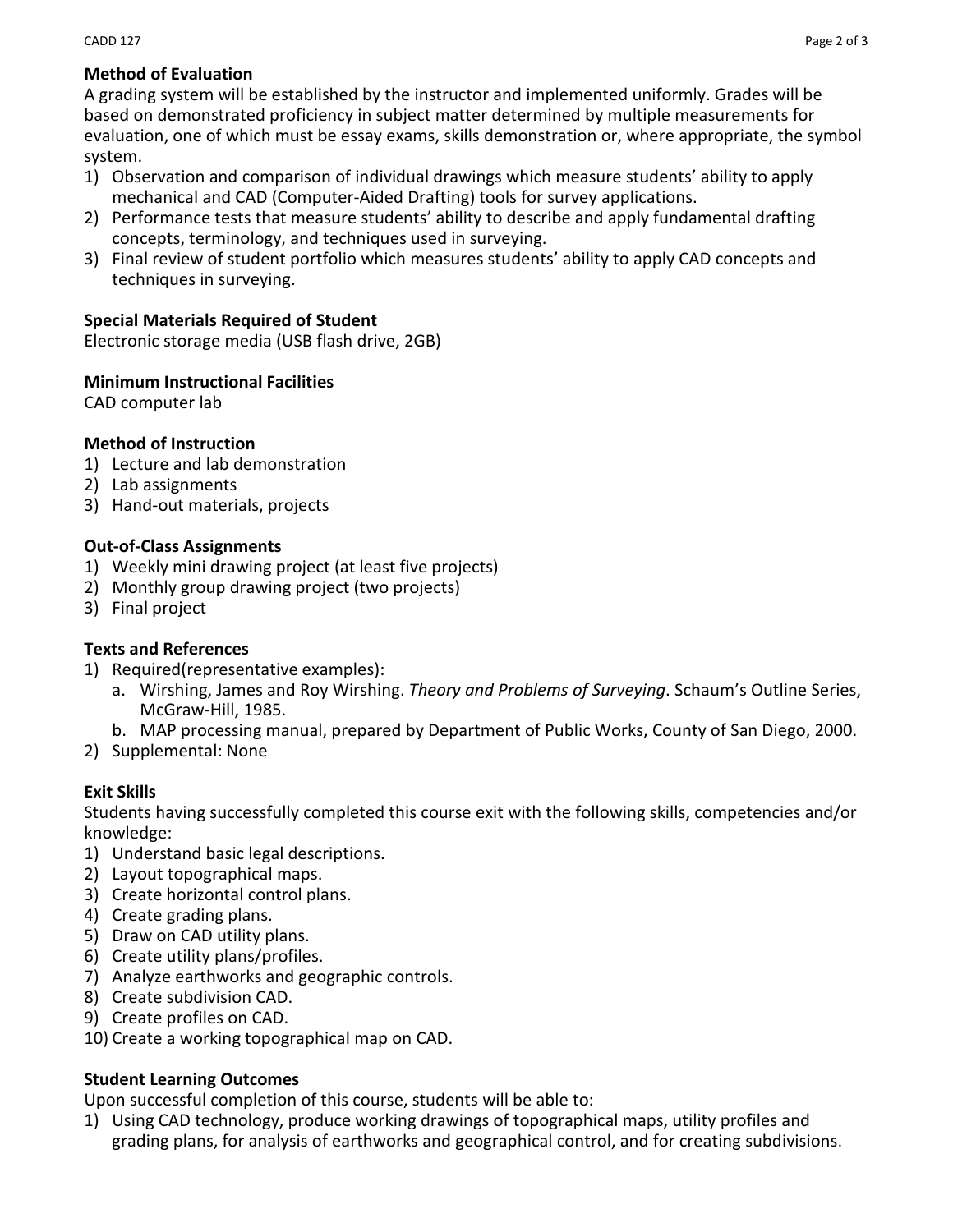## Method of Evaluation

A grading system will be established by the instructor and implemented uniformly. Grades will be based on demonstrated proficiency in subject matter determined by multiple measurements for evaluation, one of which must be essay exams, skills demonstration or, where appropriate, the symbol system.

1) Observation and comparison of individual drawings which measure students' ability to apply mechanical and CAD (Computer-Aided Drafting) tools for survey applications.
2) Performance tests that measure students' ability to describe and apply fundamental drafting concepts, terminology, and techniques used in surveying.
3) Final review of student portfolio which measures students' ability to apply CAD concepts and techniques in surveying.

## Special Materials Required of Student

Electronic storage media (USB flash drive, 2GB)

## Minimum Instructional Facilities

CAD computer lab

## Method of Instruction

1) Lecture and lab demonstration
2) Lab assignments
3) Hand-out materials, projects

## Out-of-Class Assignments

1) Weekly mini drawing project (at least five projects)
2) Monthly group drawing project (two projects)
3) Final project

## Texts and References

1) Required(representative examples):
   a. Wirshing, James and Roy Wirshing. *Theory and Problems of Surveying*. Schaum's Outline Series, McGraw-Hill, 1985.
   b. MAP processing manual, prepared by Department of Public Works, County of San Diego, 2000.
2) Supplemental: None

## Exit Skills

Students having successfully completed this course exit with the following skills, competencies and/or knowledge:

1) Understand basic legal descriptions.
2) Layout topographical maps.
3) Create horizontal control plans.
4) Create grading plans.
5) Draw on CAD utility plans.
6) Create utility plans/profiles.
7) Analyze earthworks and geographic controls.
8) Create subdivision CAD.
9) Create profiles on CAD.
10) Create a working topographical map on CAD.

## Student Learning Outcomes

Upon successful completion of this course, students will be able to:

1) Using CAD technology, produce working drawings of topographical maps, utility profiles and grading plans, for analysis of earthworks and geographical control, and for creating subdivisions.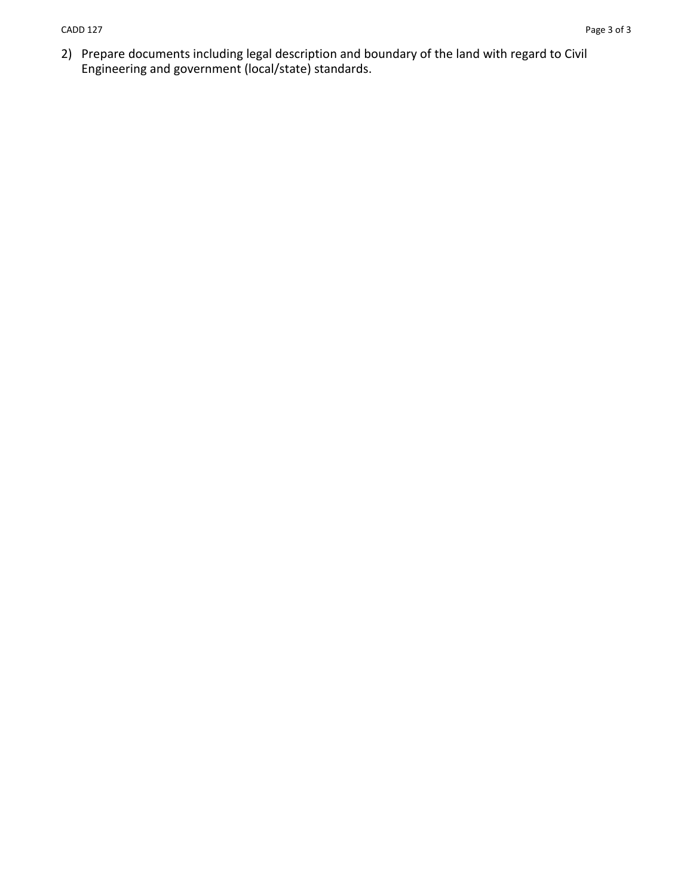2) Prepare documents including legal description and boundary of the land with regard to Civil Engineering and government (local/state) standards.